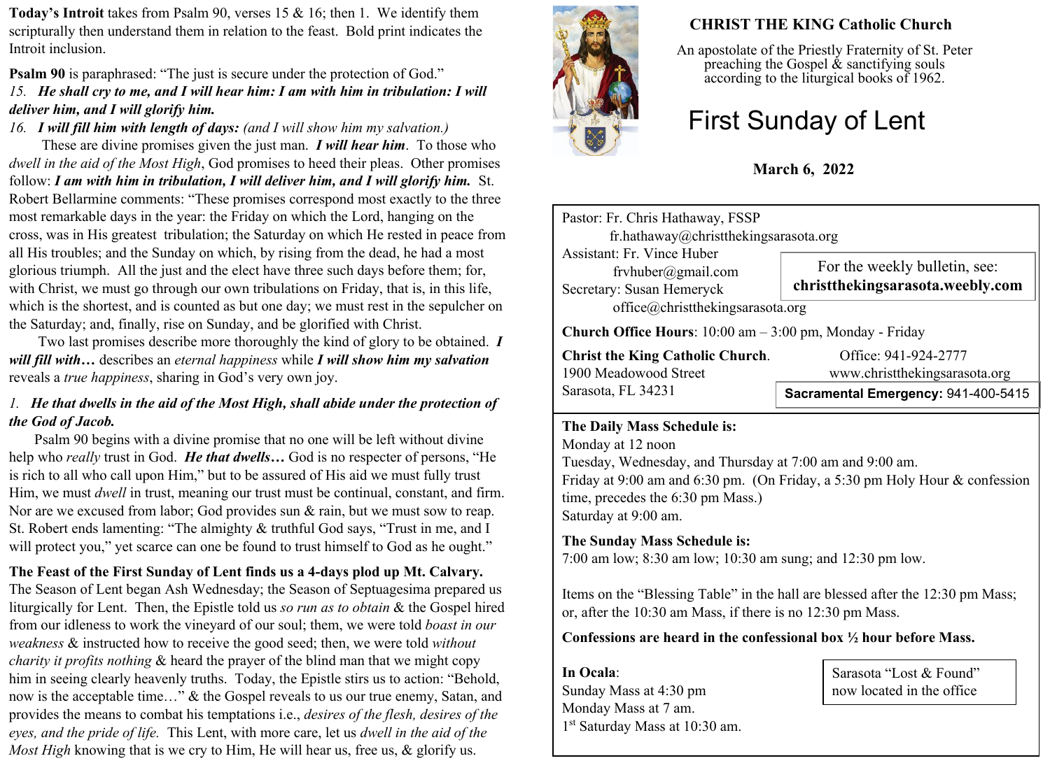**Today's Introit** takes from Psalm 90, verses 15 & 16; then 1. We identify them scripturally then understand them in relation to the feast. Bold print indicates the Introit inclusion.

**Psalm 90** is paraphrased: "The just is secure under the protection of God."

*15.* ***He shall cry to me, and I will hear him: I am with him in tribulation: I will deliver him, and I will glorify him.***

*16.* ***I will fill him with length of days:*** *(and I will show him my salvation.)*

These are divine promises given the just man. ***I will hear him***. To those who *dwell in the aid of the Most High*, God promises to heed their pleas. Other promises follow: ***I am with him in tribulation, I will deliver him, and I will glorify him.*** St. Robert Bellarmine comments: "These promises correspond most exactly to the three most remarkable days in the year: the Friday on which the Lord, hanging on the cross, was in His greatest tribulation; the Saturday on which He rested in peace from all His troubles; and the Sunday on which, by rising from the dead, he had a most glorious triumph. All the just and the elect have three such days before them; for, with Christ, we must go through our own tribulations on Friday, that is, in this life, which is the shortest, and is counted as but one day; we must rest in the sepulcher on the Saturday; and, finally, rise on Sunday, and be glorified with Christ.

Two last promises describe more thoroughly the kind of glory to be obtained. ***I will fill with…*** describes an *eternal happiness* while ***I will show him my salvation*** reveals a *true happiness*, sharing in God's very own joy.

*1.* ***He that dwells in the aid of the Most High, shall abide under the protection of the God of Jacob.***

Psalm 90 begins with a divine promise that no one will be left without divine help who *really* trust in God. ***He that dwells…*** God is no respecter of persons, "He is rich to all who call upon Him," but to be assured of His aid we must fully trust Him, we must *dwell* in trust, meaning our trust must be continual, constant, and firm. Nor are we excused from labor; God provides sun & rain, but we must sow to reap. St. Robert ends lamenting: "The almighty & truthful God says, "Trust in me, and I will protect you," yet scarce can one be found to trust himself to God as he ought."

**The Feast of the First Sunday of Lent finds us a 4-days plod up Mt. Calvary.** The Season of Lent began Ash Wednesday; the Season of Septuagesima prepared us liturgically for Lent. Then, the Epistle told us *so run as to obtain* & the Gospel hired from our idleness to work the vineyard of our soul; them, we were told *boast in our weakness* & instructed how to receive the good seed; then, we were told *without charity it profits nothing* & heard the prayer of the blind man that we might copy him in seeing clearly heavenly truths. Today, the Epistle stirs us to action: "Behold, now is the acceptable time…" & the Gospel reveals to us our true enemy, Satan, and provides the means to combat his temptations i.e., *desires of the flesh, desires of the eyes, and the pride of life.* This Lent, with more care, let us *dwell in the aid of the Most High* knowing that is we cry to Him, He will hear us, free us, & glorify us.

# CHRIST THE KING Catholic Church

An apostolate of the Priestly Fraternity of St. Peter preaching the Gospel & sanctifying souls according to the liturgical books of 1962.

# First Sunday of Lent

**March 6, 2022**

Pastor: Fr. Chris Hathaway, FSSP
fr.hathaway@christthekingsarasota.org
Assistant: Fr. Vince Huber
frvhuber@gmail.com
Secretary: Susan Hemeryck
office@christthekingsarasota.org

For the weekly bulletin, see: **christthekingsarasota.weebly.com**

**Church Office Hours**: 10:00 am – 3:00 pm, Monday - Friday

**Christ the King Catholic Church**.
1900 Meadowood Street
Sarasota, FL 34231

Office: 941-924-2777
www.christthekingsarasota.org

**Sacramental Emergency:** 941-400-5415

**The Daily Mass Schedule is:**
Monday at 12 noon
Tuesday, Wednesday, and Thursday at 7:00 am and 9:00 am.
Friday at 9:00 am and 6:30 pm. (On Friday, a 5:30 pm Holy Hour & confession time, precedes the 6:30 pm Mass.)
Saturday at 9:00 am.

**The Sunday Mass Schedule is:**
7:00 am low; 8:30 am low; 10:30 am sung; and 12:30 pm low.

Items on the "Blessing Table" in the hall are blessed after the 12:30 pm Mass; or, after the 10:30 am Mass, if there is no 12:30 pm Mass.

**Confessions are heard in the confessional box ½ hour before Mass.**

**In Ocala**:
Sunday Mass at 4:30 pm
Monday Mass at 7 am.
1st Saturday Mass at 10:30 am.

Sarasota "Lost & Found" now located in the office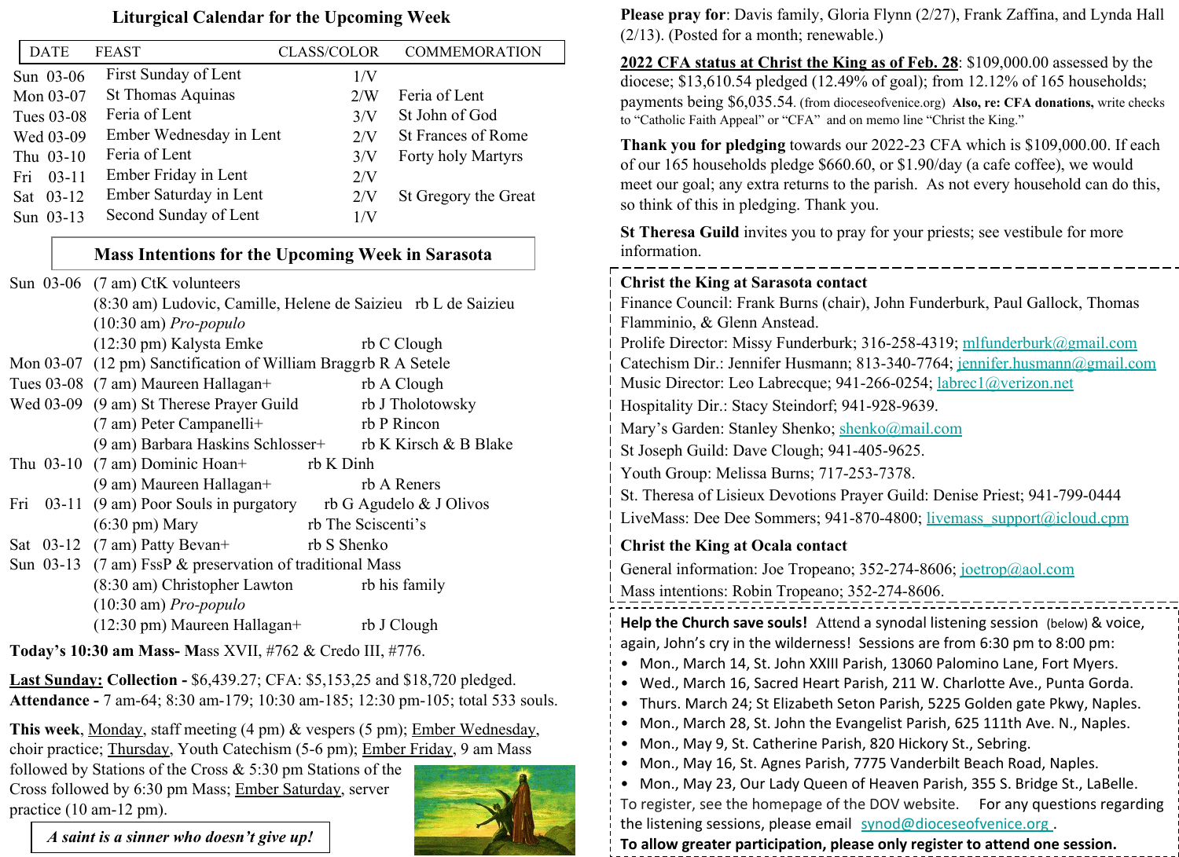## Liturgical Calendar for the Upcoming Week

| DATE | FEAST | CLASS/COLOR | COMMEMORATION |
|---|---|---|---|
| Sun 03-06 | First Sunday of Lent | 1/V | |
| Mon 03-07 | St Thomas Aquinas | 2/W | Feria of Lent |
| Tues 03-08 | Feria of Lent | 3/V | St John of God |
| Wed 03-09 | Ember Wednesday in Lent | 2/V | St Frances of Rome |
| Thu 03-10 | Feria of Lent | 3/V | Forty holy Martyrs |
| Fri 03-11 | Ember Friday in Lent | 2/V | |
| Sat 03-12 | Ember Saturday in Lent | 2/V | St Gregory the Great |
| Sun 03-13 | Second Sunday of Lent | 1/V | |

## Mass Intentions for the Upcoming Week in Sarasota

| | | |
|---|---|---|
| Sun 03-06 | (7 am) CtK volunteers | |
| | (8:30 am) Ludovic, Camille, Helene de Saizieu | rb L de Saizieu |
| | (10:30 am) *Pro-populo* | |
| | (12:30 pm) Kalysta Emke | rb C Clough |
| Mon 03-07 | (12 pm) Sanctification of William Bragg | rb R A Setele |
| Tues 03-08 | (7 am) Maureen Hallagan+ | rb A Clough |
| Wed 03-09 | (9 am) St Therese Prayer Guild | rb J Tholotowsky |
| | (7 am) Peter Campanelli+ | rb P Rincon |
| | (9 am) Barbara Haskins Schlosser+ | rb K Kirsch & B Blake |
| Thu 03-10 | (7 am) Dominic Hoan+ | rb K Dinh |
| | (9 am) Maureen Hallagan+ | rb A Reners |
| Fri 03-11 | (9 am) Poor Souls in purgatory | rb G Agudelo & J Olivos |
| | (6:30 pm) Mary | rb The Sciscenti's |
| Sat 03-12 | (7 am) Patty Bevan+ | rb S Shenko |
| Sun 03-13 | (7 am) FssP & preservation of traditional Mass | |
| | (8:30 am) Christopher Lawton | rb his family |
| | (10:30 am) *Pro-populo* | |
| | (12:30 pm) Maureen Hallagan+ | rb J Clough |

**Today's 10:30 am Mass- M**ass XVII, #762 & Credo III, #776.

**Last Sunday: Collection -** $6,439.27; CFA: $5,153,25 and $18,720 pledged.
**Attendance -** 7 am-64; 8:30 am-179; 10:30 am-185; 12:30 pm-105; total 533 souls.

**This week**, Monday, staff meeting (4 pm) & vespers (5 pm); Ember Wednesday, choir practice; Thursday, Youth Catechism (5-6 pm); Ember Friday, 9 am Mass followed by Stations of the Cross & 5:30 pm Stations of the Cross followed by 6:30 pm Mass; Ember Saturday, server practice (10 am-12 pm).

*A saint is a sinner who doesn't give up!*

**Please pray for**: Davis family, Gloria Flynn (2/27), Frank Zaffina, and Lynda Hall (2/13). (Posted for a month; renewable.)

**2022 CFA status at Christ the King as of Feb. 28**: $109,000.00 assessed by the diocese; $13,610.54 pledged (12.49% of goal); from 12.12% of 165 households; payments being $6,035.54. (from dioceseofvenice.org) **Also, re: CFA donations,** write checks to "Catholic Faith Appeal" or "CFA" and on memo line "Christ the King."

**Thank you for pledging** towards our 2022-23 CFA which is $109,000.00. If each of our 165 households pledge $660.60, or $1.90/day (a cafe coffee), we would meet our goal; any extra returns to the parish. As not every household can do this, so think of this in pledging. Thank you.

**St Theresa Guild** invites you to pray for your priests; see vestibule for more information.

**Christ the King at Sarasota contact**
Finance Council: Frank Burns (chair), John Funderburk, Paul Gallock, Thomas Flamminio, & Glenn Anstead.
Prolife Director: Missy Funderburk; 316-258-4319; mlfunderburk@gmail.com
Catechism Dir.: Jennifer Husmann; 813-340-7764; jennifer.husmann@gmail.com
Music Director: Leo Labrecque; 941-266-0254; labrec1@verizon.net
Hospitality Dir.: Stacy Steindorf; 941-928-9639.
Mary's Garden: Stanley Shenko; shenko@mail.com
St Joseph Guild: Dave Clough; 941-405-9625.
Youth Group: Melissa Burns; 717-253-7378.
St. Theresa of Lisieux Devotions Prayer Guild: Denise Priest; 941-799-0444
LiveMass: Dee Dee Sommers; 941-870-4800; livemass_support@icloud.cpm

**Christ the King at Ocala contact**
General information: Joe Tropeano; 352-274-8606; joetrop@aol.com
Mass intentions: Robin Tropeano; 352-274-8606.

**Help the Church save souls!** Attend a synodal listening session (below) & voice, again, John's cry in the wilderness! Sessions are from 6:30 pm to 8:00 pm:

- Mon., March 14, St. John XXIII Parish, 13060 Palomino Lane, Fort Myers.
- Wed., March 16, Sacred Heart Parish, 211 W. Charlotte Ave., Punta Gorda.
- Thurs. March 24; St Elizabeth Seton Parish, 5225 Golden gate Pkwy, Naples.
- Mon., March 28, St. John the Evangelist Parish, 625 111th Ave. N., Naples.
- Mon., May 9, St. Catherine Parish, 820 Hickory St., Sebring.
- Mon., May 16, St. Agnes Parish, 7775 Vanderbilt Beach Road, Naples.
- Mon., May 23, Our Lady Queen of Heaven Parish, 355 S. Bridge St., LaBelle.

To register, see the homepage of the DOV website. For any questions regarding the listening sessions, please email synod@dioceseofvenice.org .
**To allow greater participation, please only register to attend one session.**